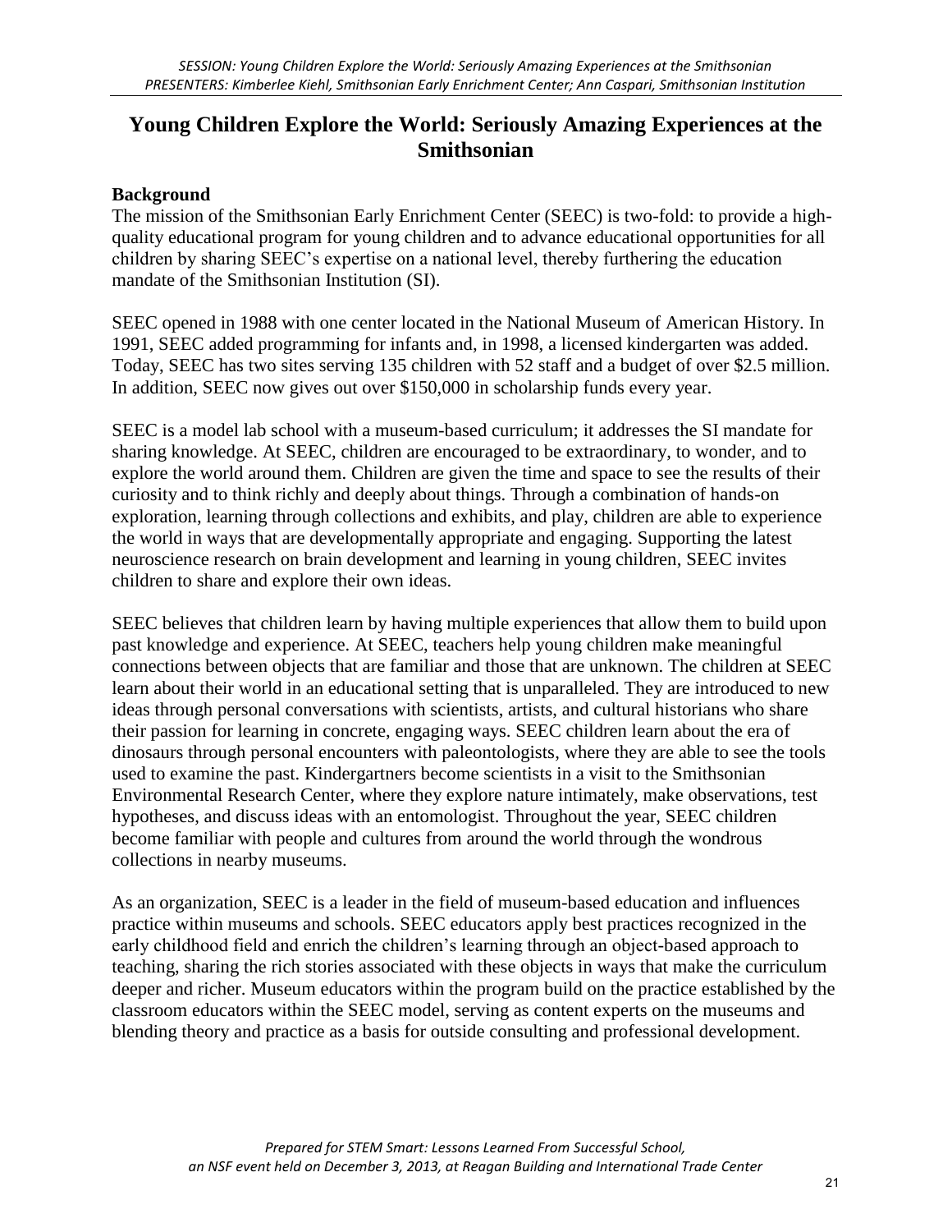# Young Children Explore the World: Seriously Amazing Experiences at the Smithsonian

## Background

The mission of the Smithsonian Early Enrichment Center (SEEC) is two-fold: to provide a high-quality educational program for young children and to advance educational opportunities for all children by sharing SEEC's expertise on a national level, thereby furthering the education mandate of the Smithsonian Institution (SI).

SEEC opened in 1988 with one center located in the National Museum of American History. In 1991, SEEC added programming for infants and, in 1998, a licensed kindergarten was added. Today, SEEC has two sites serving 135 children with 52 staff and a budget of over $2.5 million. In addition, SEEC now gives out over $150,000 in scholarship funds every year.

SEEC is a model lab school with a museum-based curriculum; it addresses the SI mandate for sharing knowledge. At SEEC, children are encouraged to be extraordinary, to wonder, and to explore the world around them. Children are given the time and space to see the results of their curiosity and to think richly and deeply about things. Through a combination of hands-on exploration, learning through collections and exhibits, and play, children are able to experience the world in ways that are developmentally appropriate and engaging. Supporting the latest neuroscience research on brain development and learning in young children, SEEC invites children to share and explore their own ideas.

SEEC believes that children learn by having multiple experiences that allow them to build upon past knowledge and experience. At SEEC, teachers help young children make meaningful connections between objects that are familiar and those that are unknown. The children at SEEC learn about their world in an educational setting that is unparalleled. They are introduced to new ideas through personal conversations with scientists, artists, and cultural historians who share their passion for learning in concrete, engaging ways. SEEC children learn about the era of dinosaurs through personal encounters with paleontologists, where they are able to see the tools used to examine the past. Kindergartners become scientists in a visit to the Smithsonian Environmental Research Center, where they explore nature intimately, make observations, test hypotheses, and discuss ideas with an entomologist. Throughout the year, SEEC children become familiar with people and cultures from around the world through the wondrous collections in nearby museums.

As an organization, SEEC is a leader in the field of museum-based education and influences practice within museums and schools. SEEC educators apply best practices recognized in the early childhood field and enrich the children's learning through an object-based approach to teaching, sharing the rich stories associated with these objects in ways that make the curriculum deeper and richer. Museum educators within the program build on the practice established by the classroom educators within the SEEC model, serving as content experts on the museums and blending theory and practice as a basis for outside consulting and professional development.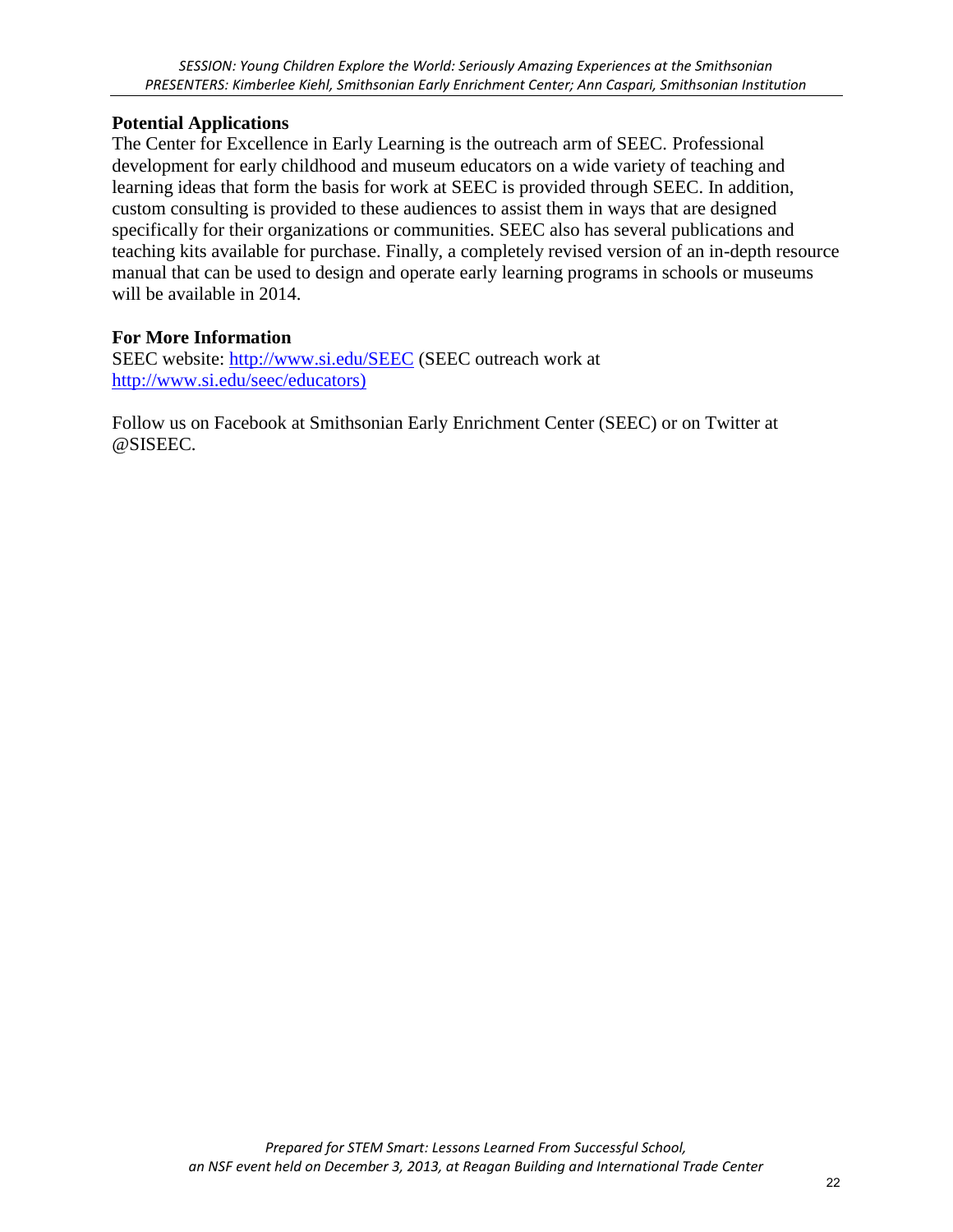## Potential Applications

The Center for Excellence in Early Learning is the outreach arm of SEEC. Professional development for early childhood and museum educators on a wide variety of teaching and learning ideas that form the basis for work at SEEC is provided through SEEC. In addition, custom consulting is provided to these audiences to assist them in ways that are designed specifically for their organizations or communities. SEEC also has several publications and teaching kits available for purchase. Finally, a completely revised version of an in-depth resource manual that can be used to design and operate early learning programs in schools or museums will be available in 2014.

## For More Information

SEEC website: http://www.si.edu/SEEC (SEEC outreach work at http://www.si.edu/seec/educators)

Follow us on Facebook at Smithsonian Early Enrichment Center (SEEC) or on Twitter at @SISEEC.